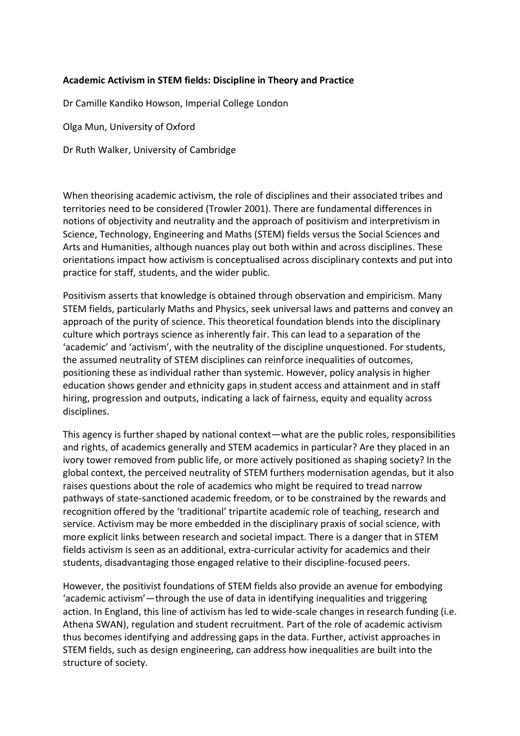**Academic Activism in STEM fields: Discipline in Theory and Practice**

Dr Camille Kandiko Howson, Imperial College London

Olga Mun, University of Oxford

Dr Ruth Walker, University of Cambridge

When theorising academic activism, the role of disciplines and their associated tribes and territories need to be considered (Trowler 2001). There are fundamental differences in notions of objectivity and neutrality and the approach of positivism and interpretivism in Science, Technology, Engineering and Maths (STEM) fields versus the Social Sciences and Arts and Humanities, although nuances play out both within and across disciplines. These orientations impact how activism is conceptualised across disciplinary contexts and put into practice for staff, students, and the wider public.

Positivism asserts that knowledge is obtained through observation and empiricism. Many STEM fields, particularly Maths and Physics, seek universal laws and patterns and convey an approach of the purity of science. This theoretical foundation blends into the disciplinary culture which portrays science as inherently fair. This can lead to a separation of the 'academic' and 'activism', with the neutrality of the discipline unquestioned. For students, the assumed neutrality of STEM disciplines can reinforce inequalities of outcomes, positioning these as individual rather than systemic. However, policy analysis in higher education shows gender and ethnicity gaps in student access and attainment and in staff hiring, progression and outputs, indicating a lack of fairness, equity and equality across disciplines.

This agency is further shaped by national context—what are the public roles, responsibilities and rights, of academics generally and STEM academics in particular? Are they placed in an ivory tower removed from public life, or more actively positioned as shaping society? In the global context, the perceived neutrality of STEM furthers modernisation agendas, but it also raises questions about the role of academics who might be required to tread narrow pathways of state-sanctioned academic freedom, or to be constrained by the rewards and recognition offered by the 'traditional' tripartite academic role of teaching, research and service. Activism may be more embedded in the disciplinary praxis of social science, with more explicit links between research and societal impact. There is a danger that in STEM fields activism is seen as an additional, extra-curricular activity for academics and their students, disadvantaging those engaged relative to their discipline-focused peers.

However, the positivist foundations of STEM fields also provide an avenue for embodying 'academic activism'—through the use of data in identifying inequalities and triggering action. In England, this line of activism has led to wide-scale changes in research funding (i.e. Athena SWAN), regulation and student recruitment. Part of the role of academic activism thus becomes identifying and addressing gaps in the data. Further, activist approaches in STEM fields, such as design engineering, can address how inequalities are built into the structure of society.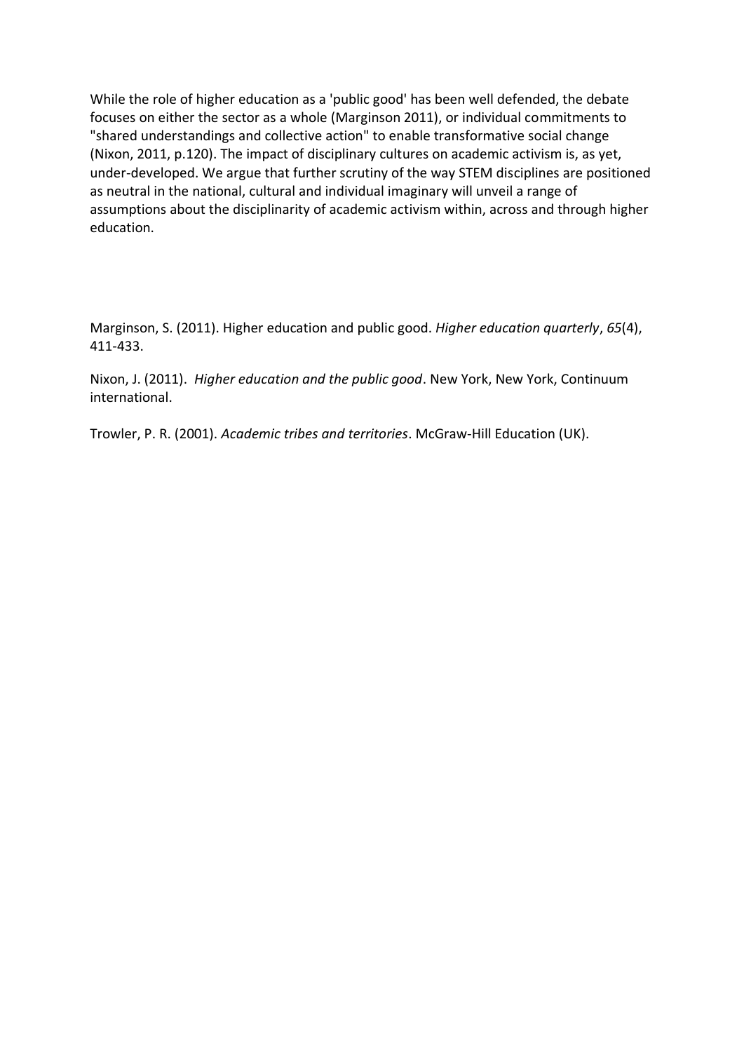While the role of higher education as a 'public good' has been well defended, the debate focuses on either the sector as a whole (Marginson 2011), or individual commitments to "shared understandings and collective action" to enable transformative social change (Nixon, 2011, p.120). The impact of disciplinary cultures on academic activism is, as yet, under-developed. We argue that further scrutiny of the way STEM disciplines are positioned as neutral in the national, cultural and individual imaginary will unveil a range of assumptions about the disciplinarity of academic activism within, across and through higher education.

Marginson, S. (2011). Higher education and public good. *Higher education quarterly*, *65*(4), 411-433.

Nixon, J. (2011). *Higher education and the public good*. New York, New York, Continuum international.

Trowler, P. R. (2001). *Academic tribes and territories*. McGraw-Hill Education (UK).